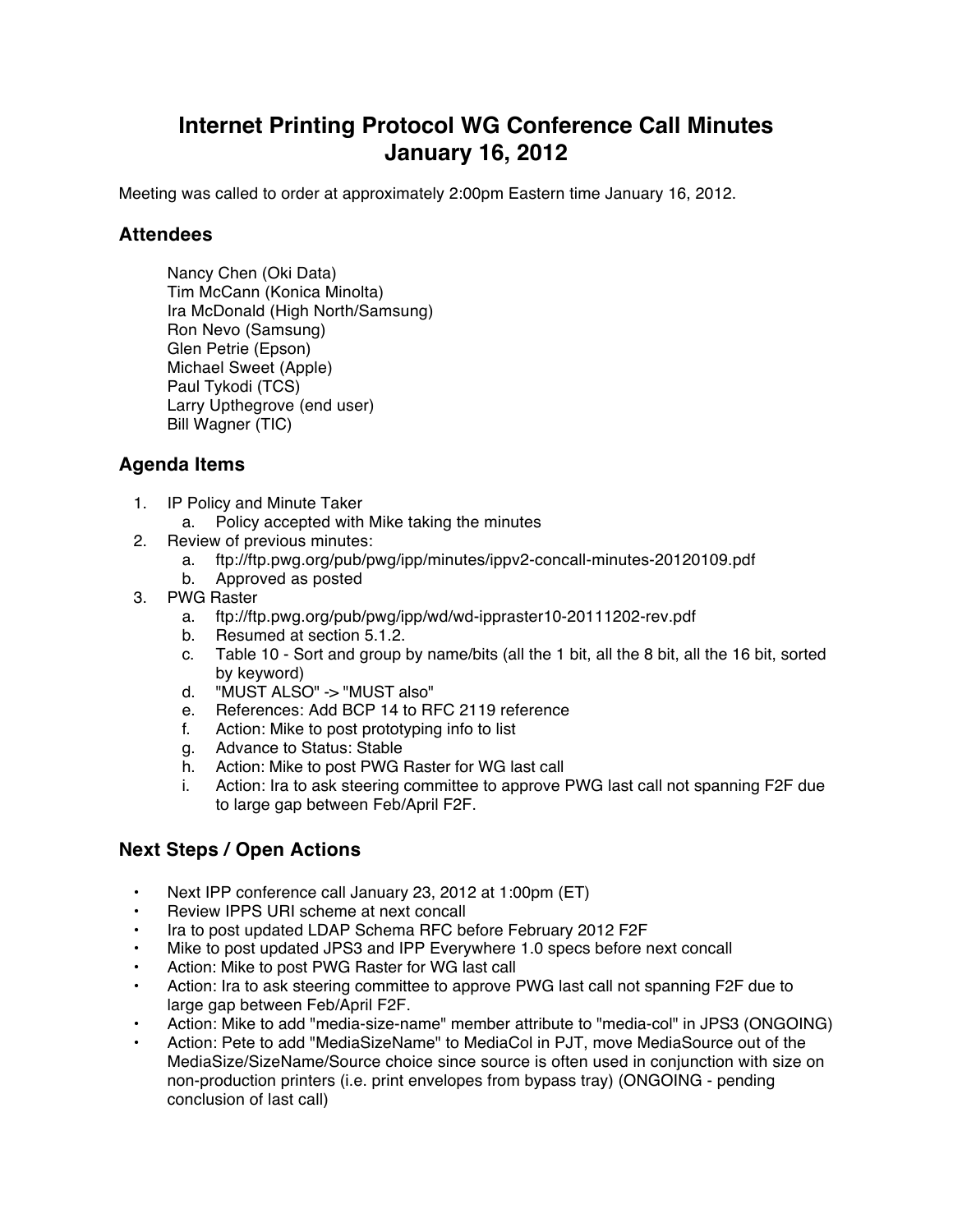# Internet Printing Protocol WG Conference Call Minutes
# January 16, 2012

Meeting was called to order at approximately 2:00pm Eastern time January 16, 2012.

## Attendees

Nancy Chen (Oki Data)
Tim McCann (Konica Minolta)
Ira McDonald (High North/Samsung)
Ron Nevo (Samsung)
Glen Petrie (Epson)
Michael Sweet (Apple)
Paul Tykodi (TCS)
Larry Upthegrove (end user)
Bill Wagner (TIC)

## Agenda Items

1. IP Policy and Minute Taker
   a. Policy accepted with Mike taking the minutes
2. Review of previous minutes:
   a. ftp://ftp.pwg.org/pub/pwg/ipp/minutes/ippv2-concall-minutes-20120109.pdf
   b. Approved as posted
3. PWG Raster
   a. ftp://ftp.pwg.org/pub/pwg/ipp/wd/wd-ippraster10-20111202-rev.pdf
   b. Resumed at section 5.1.2.
   c. Table 10 - Sort and group by name/bits (all the 1 bit, all the 8 bit, all the 16 bit, sorted by keyword)
   d. "MUST ALSO" -> "MUST also"
   e. References: Add BCP 14 to RFC 2119 reference
   f. Action: Mike to post prototyping info to list
   g. Advance to Status: Stable
   h. Action: Mike to post PWG Raster for WG last call
   i. Action: Ira to ask steering committee to approve PWG last call not spanning F2F due to large gap between Feb/April F2F.

## Next Steps / Open Actions

- Next IPP conference call January 23, 2012 at 1:00pm (ET)
- Review IPPS URI scheme at next concall
- Ira to post updated LDAP Schema RFC before February 2012 F2F
- Mike to post updated JPS3 and IPP Everywhere 1.0 specs before next concall
- Action: Mike to post PWG Raster for WG last call
- Action: Ira to ask steering committee to approve PWG last call not spanning F2F due to large gap between Feb/April F2F.
- Action: Mike to add "media-size-name" member attribute to "media-col" in JPS3 (ONGOING)
- Action: Pete to add "MediaSizeName" to MediaCol in PJT, move MediaSource out of the MediaSize/SizeName/Source choice since source is often used in conjunction with size on non-production printers (i.e. print envelopes from bypass tray) (ONGOING - pending conclusion of last call)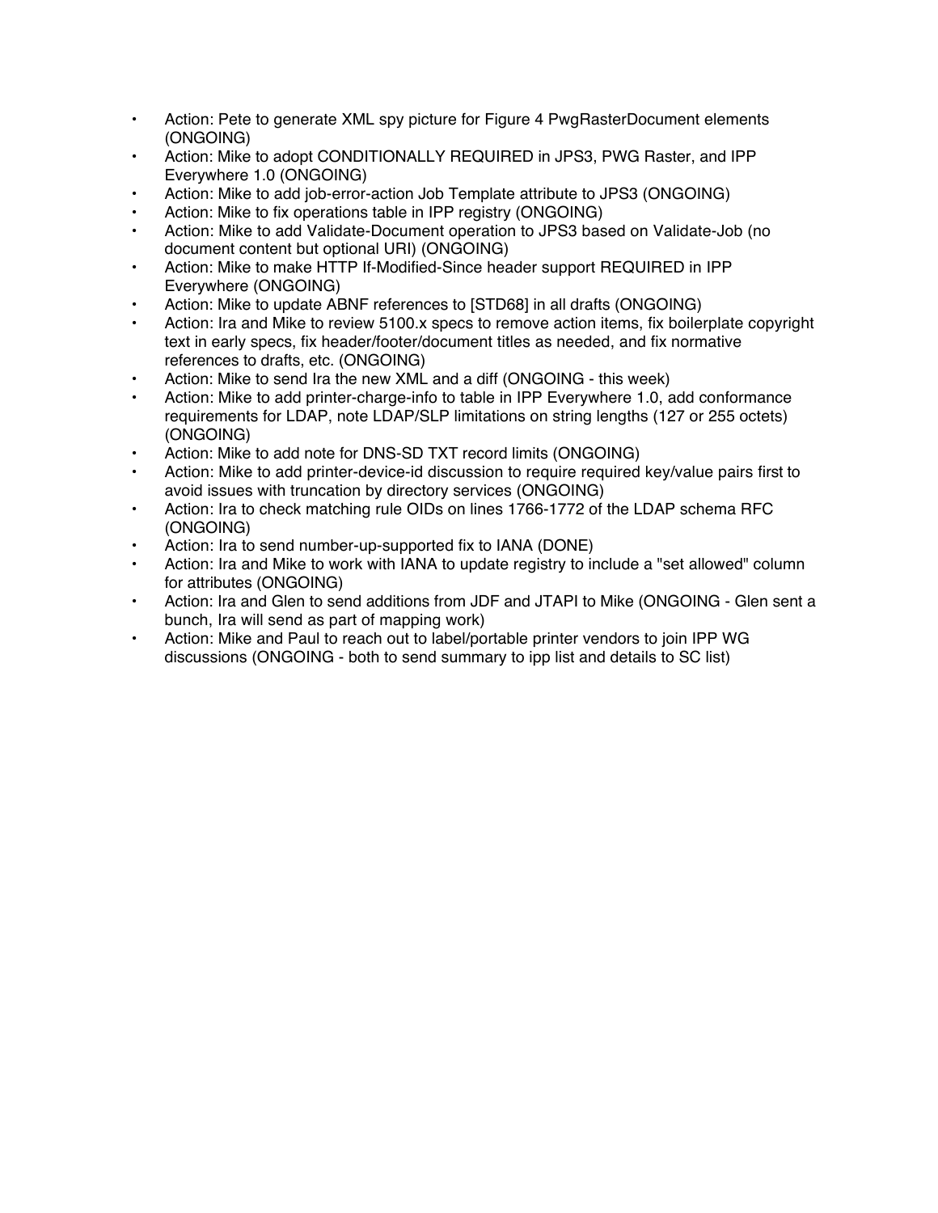- Action: Pete to generate XML spy picture for Figure 4 PwgRasterDocument elements (ONGOING)
- Action: Mike to adopt CONDITIONALLY REQUIRED in JPS3, PWG Raster, and IPP Everywhere 1.0 (ONGOING)
- Action: Mike to add job-error-action Job Template attribute to JPS3 (ONGOING)
- Action: Mike to fix operations table in IPP registry (ONGOING)
- Action: Mike to add Validate-Document operation to JPS3 based on Validate-Job (no document content but optional URI) (ONGOING)
- Action: Mike to make HTTP If-Modified-Since header support REQUIRED in IPP Everywhere (ONGOING)
- Action: Mike to update ABNF references to [STD68] in all drafts (ONGOING)
- Action: Ira and Mike to review 5100.x specs to remove action items, fix boilerplate copyright text in early specs, fix header/footer/document titles as needed, and fix normative references to drafts, etc. (ONGOING)
- Action: Mike to send Ira the new XML and a diff (ONGOING - this week)
- Action: Mike to add printer-charge-info to table in IPP Everywhere 1.0, add conformance requirements for LDAP, note LDAP/SLP limitations on string lengths (127 or 255 octets) (ONGOING)
- Action: Mike to add note for DNS-SD TXT record limits (ONGOING)
- Action: Mike to add printer-device-id discussion to require required key/value pairs first to avoid issues with truncation by directory services (ONGOING)
- Action: Ira to check matching rule OIDs on lines 1766-1772 of the LDAP schema RFC (ONGOING)
- Action: Ira to send number-up-supported fix to IANA (DONE)
- Action: Ira and Mike to work with IANA to update registry to include a "set allowed" column for attributes (ONGOING)
- Action: Ira and Glen to send additions from JDF and JTAPI to Mike (ONGOING - Glen sent a bunch, Ira will send as part of mapping work)
- Action: Mike and Paul to reach out to label/portable printer vendors to join IPP WG discussions (ONGOING - both to send summary to ipp list and details to SC list)